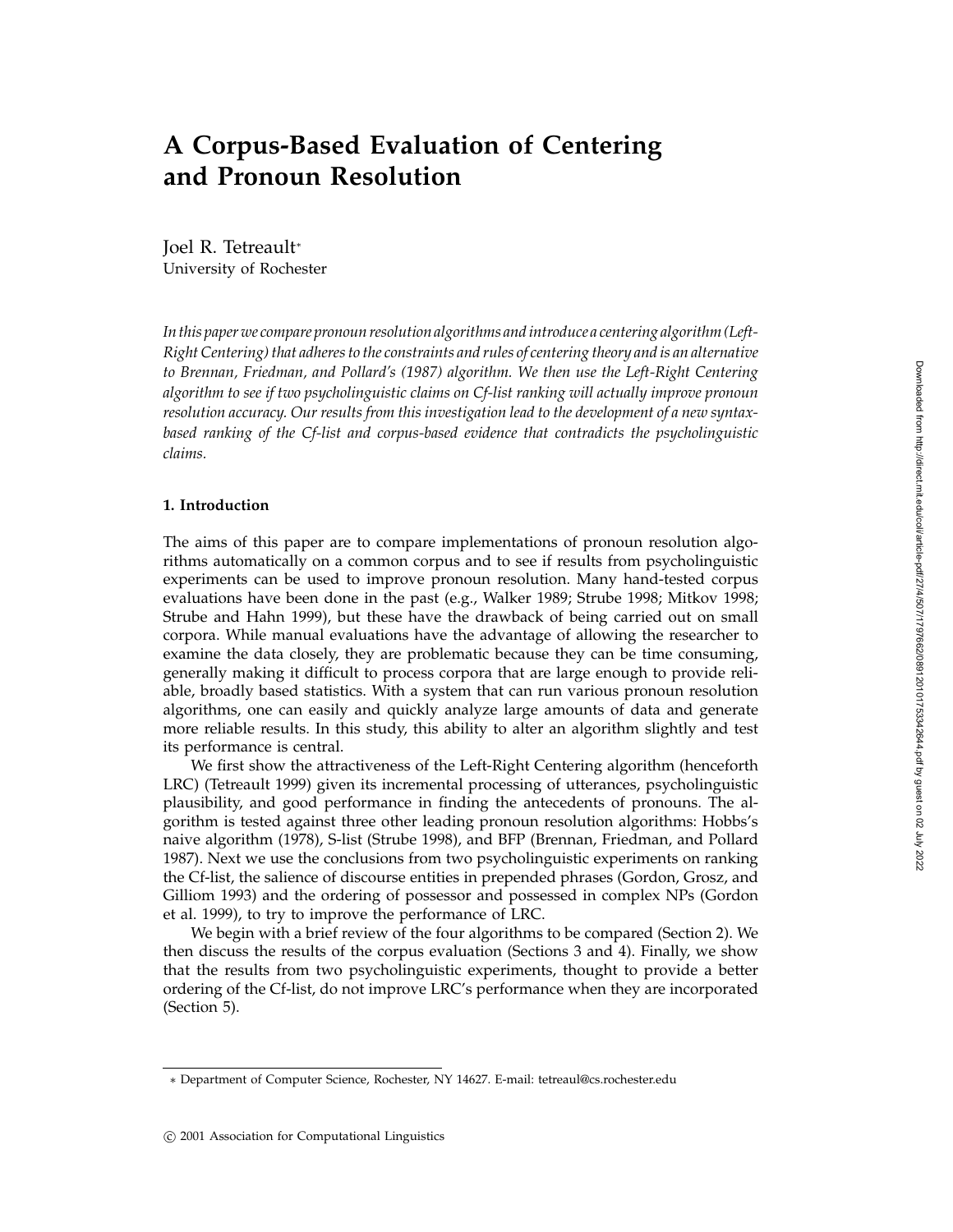# A Corpus-Based Evaluation of Centering and Pronoun Resolution

Joel R. Tetreault*
University of Rochester

*In this paper we compare pronoun resolution algorithms and introduce a centering algorithm (Left-Right Centering) that adheres to the constraints and rules of centering theory and is an alternative to Brennan, Friedman, and Pollard's (1987) algorithm. We then use the Left-Right Centering algorithm to see if two psycholinguistic claims on Cf-list ranking will actually improve pronoun resolution accuracy. Our results from this investigation lead to the development of a new syntax-based ranking of the Cf-list and corpus-based evidence that contradicts the psycholinguistic claims.*

## 1. Introduction

The aims of this paper are to compare implementations of pronoun resolution algorithms automatically on a common corpus and to see if results from psycholinguistic experiments can be used to improve pronoun resolution. Many hand-tested corpus evaluations have been done in the past (e.g., Walker 1989; Strube 1998; Mitkov 1998; Strube and Hahn 1999), but these have the drawback of being carried out on small corpora. While manual evaluations have the advantage of allowing the researcher to examine the data closely, they are problematic because they can be time consuming, generally making it difficult to process corpora that are large enough to provide reliable, broadly based statistics. With a system that can run various pronoun resolution algorithms, one can easily and quickly analyze large amounts of data and generate more reliable results. In this study, this ability to alter an algorithm slightly and test its performance is central.

We first show the attractiveness of the Left-Right Centering algorithm (henceforth LRC) (Tetreault 1999) given its incremental processing of utterances, psycholinguistic plausibility, and good performance in finding the antecedents of pronouns. The algorithm is tested against three other leading pronoun resolution algorithms: Hobbs's naive algorithm (1978), S-list (Strube 1998), and BFP (Brennan, Friedman, and Pollard 1987). Next we use the conclusions from two psycholinguistic experiments on ranking the Cf-list, the salience of discourse entities in prepended phrases (Gordon, Grosz, and Gilliom 1993) and the ordering of possessor and possessed in complex NPs (Gordon et al. 1999), to try to improve the performance of LRC.

We begin with a brief review of the four algorithms to be compared (Section 2). We then discuss the results of the corpus evaluation (Sections 3 and 4). Finally, we show that the results from two psycholinguistic experiments, thought to provide a better ordering of the Cf-list, do not improve LRC's performance when they are incorporated (Section 5).

---

* Department of Computer Science, Rochester, NY 14627. E-mail: tetreaul@cs.rochester.edu

© 2001 Association for Computational Linguistics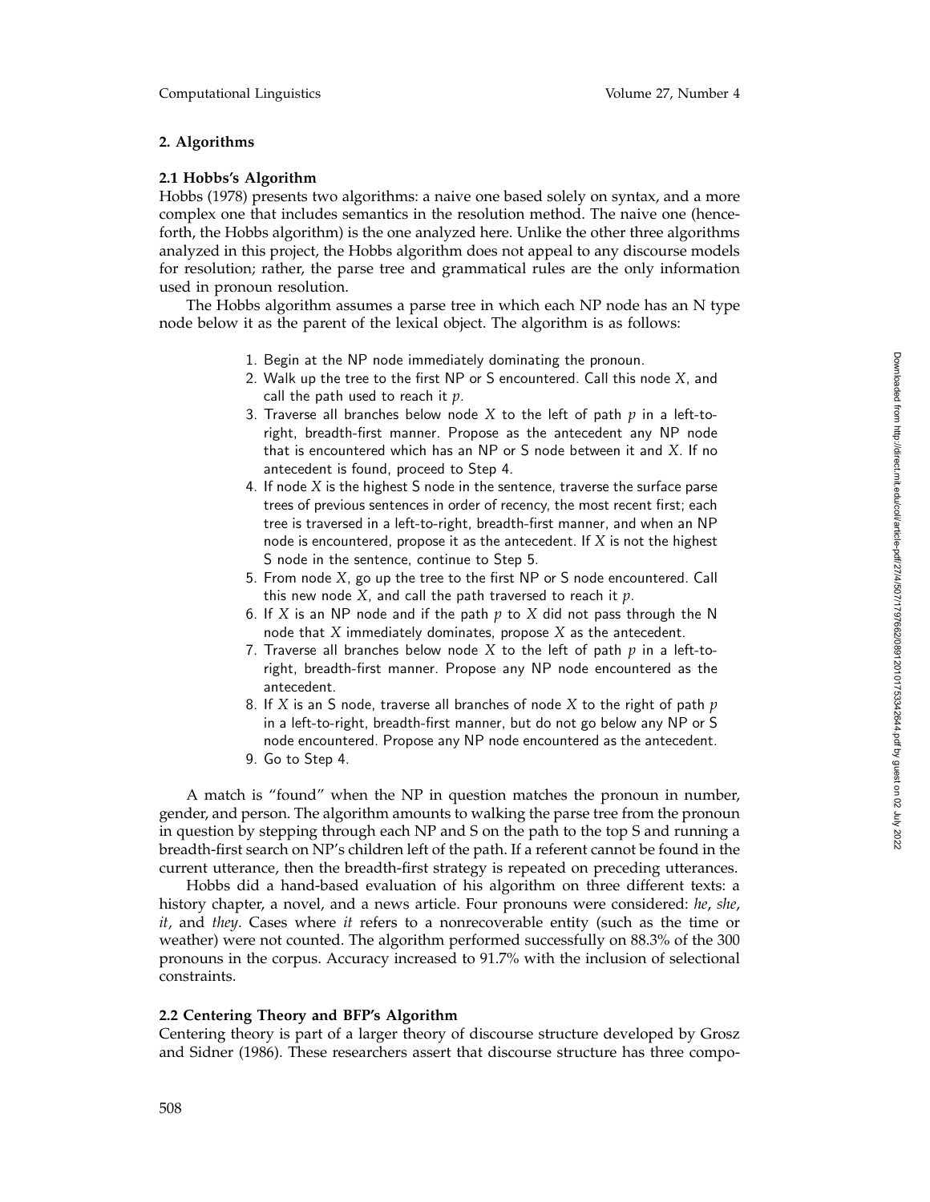## 2. Algorithms

### 2.1 Hobbs's Algorithm

Hobbs (1978) presents two algorithms: a naive one based solely on syntax, and a more complex one that includes semantics in the resolution method. The naive one (henceforth, the Hobbs algorithm) is the one analyzed here. Unlike the other three algorithms analyzed in this project, the Hobbs algorithm does not appeal to any discourse models for resolution; rather, the parse tree and grammatical rules are the only information used in pronoun resolution.

The Hobbs algorithm assumes a parse tree in which each NP node has an N type node below it as the parent of the lexical object. The algorithm is as follows:

1. Begin at the NP node immediately dominating the pronoun.
2. Walk up the tree to the first NP or S encountered. Call this node $X$, and call the path used to reach it $p$.
3. Traverse all branches below node $X$ to the left of path $p$ in a left-to-right, breadth-first manner. Propose as the antecedent any NP node that is encountered which has an NP or S node between it and $X$. If no antecedent is found, proceed to Step 4.
4. If node $X$ is the highest S node in the sentence, traverse the surface parse trees of previous sentences in order of recency, the most recent first; each tree is traversed in a left-to-right, breadth-first manner, and when an NP node is encountered, propose it as the antecedent. If $X$ is not the highest S node in the sentence, continue to Step 5.
5. From node $X$, go up the tree to the first NP or S node encountered. Call this new node $X$, and call the path traversed to reach it $p$.
6. If $X$ is an NP node and if the path $p$ to $X$ did not pass through the N node that $X$ immediately dominates, propose $X$ as the antecedent.
7. Traverse all branches below node $X$ to the left of path $p$ in a left-to-right, breadth-first manner. Propose any NP node encountered as the antecedent.
8. If $X$ is an S node, traverse all branches of node $X$ to the right of path $p$ in a left-to-right, breadth-first manner, but do not go below any NP or S node encountered. Propose any NP node encountered as the antecedent.
9. Go to Step 4.

A match is "found" when the NP in question matches the pronoun in number, gender, and person. The algorithm amounts to walking the parse tree from the pronoun in question by stepping through each NP and S on the path to the top S and running a breadth-first search on NP's children left of the path. If a referent cannot be found in the current utterance, then the breadth-first strategy is repeated on preceding utterances.

Hobbs did a hand-based evaluation of his algorithm on three different texts: a history chapter, a novel, and a news article. Four pronouns were considered: *he*, *she*, *it*, and *they*. Cases where *it* refers to a nonrecoverable entity (such as the time or weather) were not counted. The algorithm performed successfully on 88.3% of the 300 pronouns in the corpus. Accuracy increased to 91.7% with the inclusion of selectional constraints.

### 2.2 Centering Theory and BFP's Algorithm

Centering theory is part of a larger theory of discourse structure developed by Grosz and Sidner (1986). These researchers assert that discourse structure has three compo-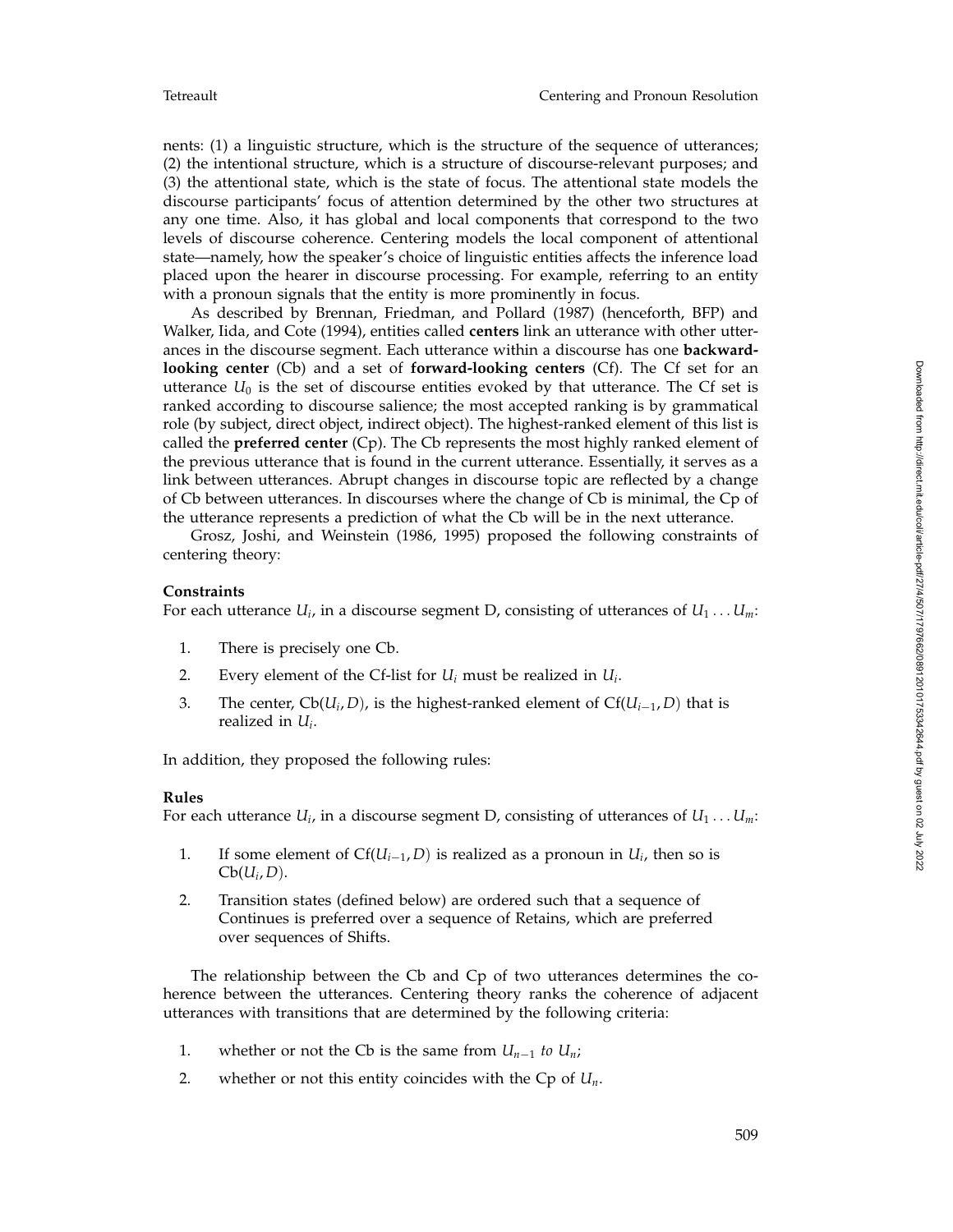nents: (1) a linguistic structure, which is the structure of the sequence of utterances; (2) the intentional structure, which is a structure of discourse-relevant purposes; and (3) the attentional state, which is the state of focus. The attentional state models the discourse participants' focus of attention determined by the other two structures at any one time. Also, it has global and local components that correspond to the two levels of discourse coherence. Centering models the local component of attentional state—namely, how the speaker's choice of linguistic entities affects the inference load placed upon the hearer in discourse processing. For example, referring to an entity with a pronoun signals that the entity is more prominently in focus.

As described by Brennan, Friedman, and Pollard (1987) (henceforth, BFP) and Walker, Iida, and Cote (1994), entities called **centers** link an utterance with other utterances in the discourse segment. Each utterance within a discourse has one **backward-looking center** (Cb) and a set of **forward-looking centers** (Cf). The Cf set for an utterance $U_0$ is the set of discourse entities evoked by that utterance. The Cf set is ranked according to discourse salience; the most accepted ranking is by grammatical role (by subject, direct object, indirect object). The highest-ranked element of this list is called the **preferred center** (Cp). The Cb represents the most highly ranked element of the previous utterance that is found in the current utterance. Essentially, it serves as a link between utterances. Abrupt changes in discourse topic are reflected by a change of Cb between utterances. In discourses where the change of Cb is minimal, the Cp of the utterance represents a prediction of what the Cb will be in the next utterance.

Grosz, Joshi, and Weinstein (1986, 1995) proposed the following constraints of centering theory:

**Constraints**

For each utterance $U_i$, in a discourse segment D, consisting of utterances of $U_1 \ldots U_m$:

1. There is precisely one Cb.
2. Every element of the Cf-list for $U_i$ must be realized in $U_i$.
3. The center, $\text{Cb}(U_i, D)$, is the highest-ranked element of $\text{Cf}(U_{i-1}, D)$ that is realized in $U_i$.

In addition, they proposed the following rules:

**Rules**

For each utterance $U_i$, in a discourse segment D, consisting of utterances of $U_1 \ldots U_m$:

1. If some element of $\text{Cf}(U_{i-1}, D)$ is realized as a pronoun in $U_i$, then so is $\text{Cb}(U_i, D)$.
2. Transition states (defined below) are ordered such that a sequence of Continues is preferred over a sequence of Retains, which are preferred over sequences of Shifts.

The relationship between the Cb and Cp of two utterances determines the coherence between the utterances. Centering theory ranks the coherence of adjacent utterances with transitions that are determined by the following criteria:

1. whether or not the Cb is the same from $U_{n-1}$ *to* $U_n$;
2. whether or not this entity coincides with the Cp of $U_n$.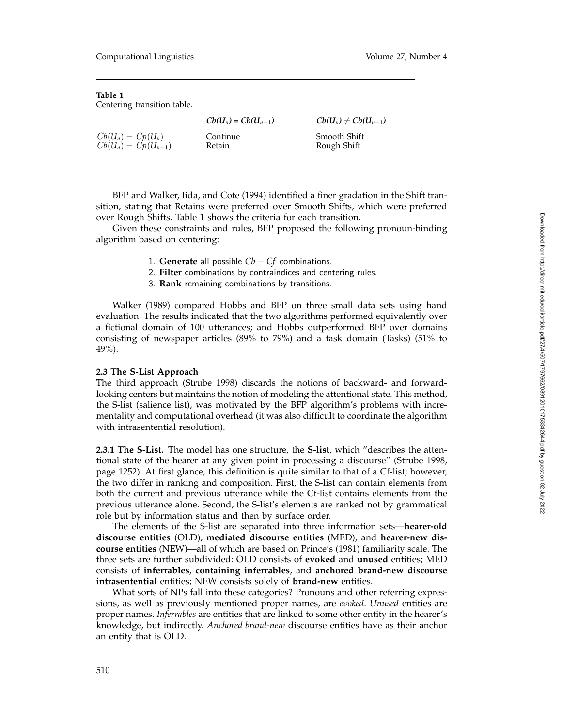**Table 1**
Centering transition table.

| | $Cb(U_n) = Cb(U_{n-1})$ | $Cb(U_n) \neq Cb(U_{n-1})$ |
|---|---|---|
| $Cb(U_n) = Cp(U_n)$ | Continue | Smooth Shift |
| $Cb(U_n) = Cp(U_{n-1})$ | Retain | Rough Shift |

BFP and Walker, Iida, and Cote (1994) identified a finer gradation in the Shift transition, stating that Retains were preferred over Smooth Shifts, which were preferred over Rough Shifts. Table 1 shows the criteria for each transition.

Given these constraints and rules, BFP proposed the following pronoun-binding algorithm based on centering:

1. **Generate** all possible $Cb - Cf$ combinations.
2. **Filter** combinations by contraindices and centering rules.
3. **Rank** remaining combinations by transitions.

Walker (1989) compared Hobbs and BFP on three small data sets using hand evaluation. The results indicated that the two algorithms performed equivalently over a fictional domain of 100 utterances; and Hobbs outperformed BFP over domains consisting of newspaper articles (89% to 79%) and a task domain (Tasks) (51% to 49%).

### 2.3 The S-List Approach

The third approach (Strube 1998) discards the notions of backward- and forward-looking centers but maintains the notion of modeling the attentional state. This method, the S-list (salience list), was motivated by the BFP algorithm's problems with incrementality and computational overhead (it was also difficult to coordinate the algorithm with intrasentential resolution).

**2.3.1 The S-List.** The model has one structure, the **S-list**, which "describes the attentional state of the hearer at any given point in processing a discourse" (Strube 1998, page 1252). At first glance, this definition is quite similar to that of a Cf-list; however, the two differ in ranking and composition. First, the S-list can contain elements from both the current and previous utterance while the Cf-list contains elements from the previous utterance alone. Second, the S-list's elements are ranked not by grammatical role but by information status and then by surface order.

The elements of the S-list are separated into three information sets—**hearer-old discourse entities** (OLD), **mediated discourse entities** (MED), and **hearer-new discourse entities** (NEW)—all of which are based on Prince's (1981) familiarity scale. The three sets are further subdivided: OLD consists of **evoked** and **unused** entities; MED consists of **inferrables**, **containing inferrables**, and **anchored brand-new discourse intrasentential** entities; NEW consists solely of **brand-new** entities.

What sorts of NPs fall into these categories? Pronouns and other referring expressions, as well as previously mentioned proper names, are *evoked*. *Unused* entities are proper names. *Inferrables* are entities that are linked to some other entity in the hearer's knowledge, but indirectly. *Anchored brand-new* discourse entities have as their anchor an entity that is OLD.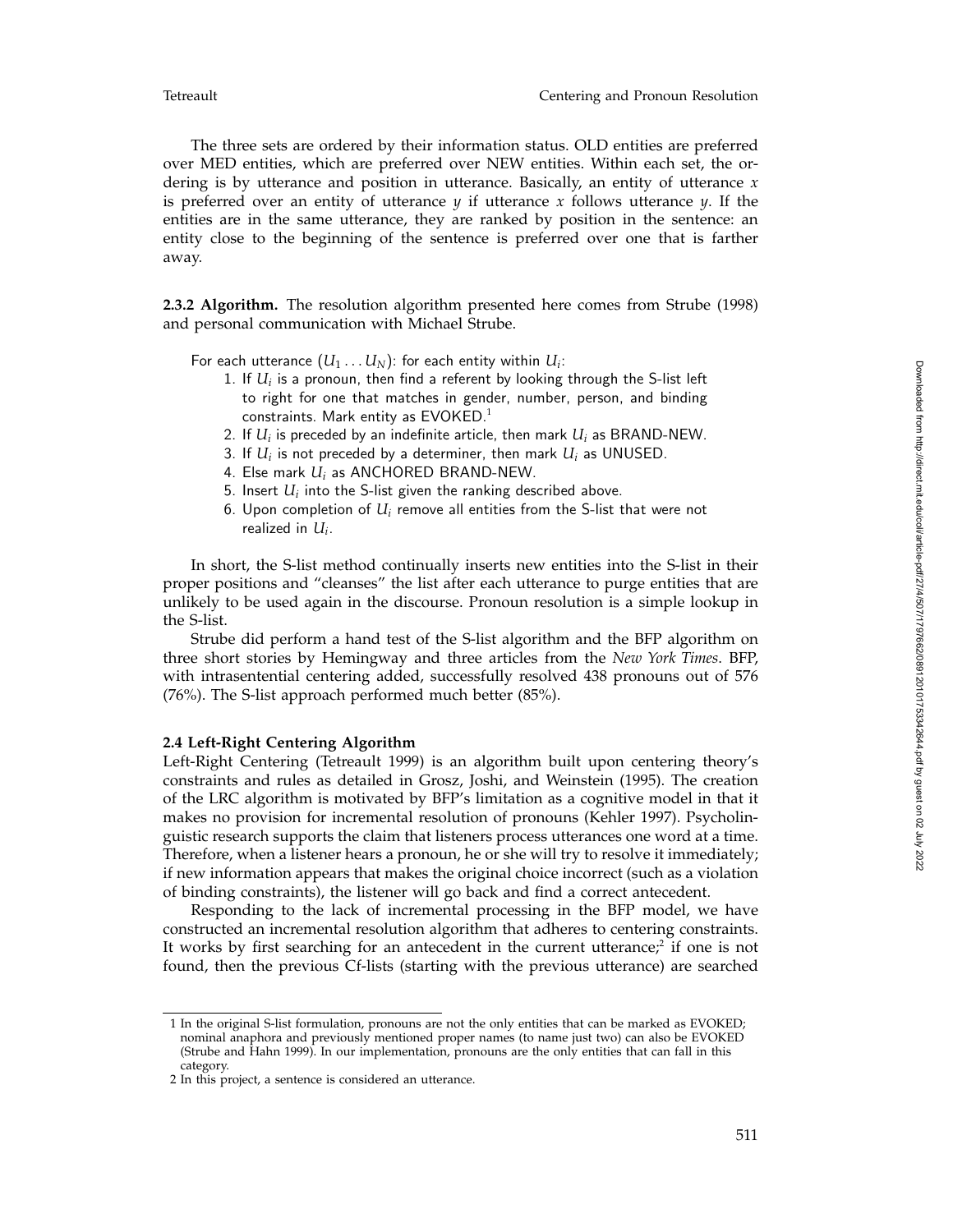The three sets are ordered by their information status. OLD entities are preferred over MED entities, which are preferred over NEW entities. Within each set, the ordering is by utterance and position in utterance. Basically, an entity of utterance $x$ is preferred over an entity of utterance $y$ if utterance $x$ follows utterance $y$. If the entities are in the same utterance, they are ranked by position in the sentence: an entity close to the beginning of the sentence is preferred over one that is farther away.

**2.3.2 Algorithm.** The resolution algorithm presented here comes from Strube (1998) and personal communication with Michael Strube.

For each utterance ($U_1 \ldots U_N$): for each entity within $U_i$:

1. If $U_i$ is a pronoun, then find a referent by looking through the S-list left to right for one that matches in gender, number, person, and binding constraints. Mark entity as EVOKED.[1]
2. If $U_i$ is preceded by an indefinite article, then mark $U_i$ as BRAND-NEW.
3. If $U_i$ is not preceded by a determiner, then mark $U_i$ as UNUSED.
4. Else mark $U_i$ as ANCHORED BRAND-NEW.
5. Insert $U_i$ into the S-list given the ranking described above.
6. Upon completion of $U_i$ remove all entities from the S-list that were not realized in $U_i$.

In short, the S-list method continually inserts new entities into the S-list in their proper positions and "cleanses" the list after each utterance to purge entities that are unlikely to be used again in the discourse. Pronoun resolution is a simple lookup in the S-list.

Strube did perform a hand test of the S-list algorithm and the BFP algorithm on three short stories by Hemingway and three articles from the *New York Times*. BFP, with intrasentential centering added, successfully resolved 438 pronouns out of 576 (76%). The S-list approach performed much better (85%).

### 2.4 Left-Right Centering Algorithm

Left-Right Centering (Tetreault 1999) is an algorithm built upon centering theory's constraints and rules as detailed in Grosz, Joshi, and Weinstein (1995). The creation of the LRC algorithm is motivated by BFP's limitation as a cognitive model in that it makes no provision for incremental resolution of pronouns (Kehler 1997). Psycholinguistic research supports the claim that listeners process utterances one word at a time. Therefore, when a listener hears a pronoun, he or she will try to resolve it immediately; if new information appears that makes the original choice incorrect (such as a violation of binding constraints), the listener will go back and find a correct antecedent.

Responding to the lack of incremental processing in the BFP model, we have constructed an incremental resolution algorithm that adheres to centering constraints. It works by first searching for an antecedent in the current utterance;[2] if one is not found, then the previous Cf-lists (starting with the previous utterance) are searched

---

[1] In the original S-list formulation, pronouns are not the only entities that can be marked as EVOKED; nominal anaphora and previously mentioned proper names (to name just two) can also be EVOKED (Strube and Hahn 1999). In our implementation, pronouns are the only entities that can fall in this category.

[2] In this project, a sentence is considered an utterance.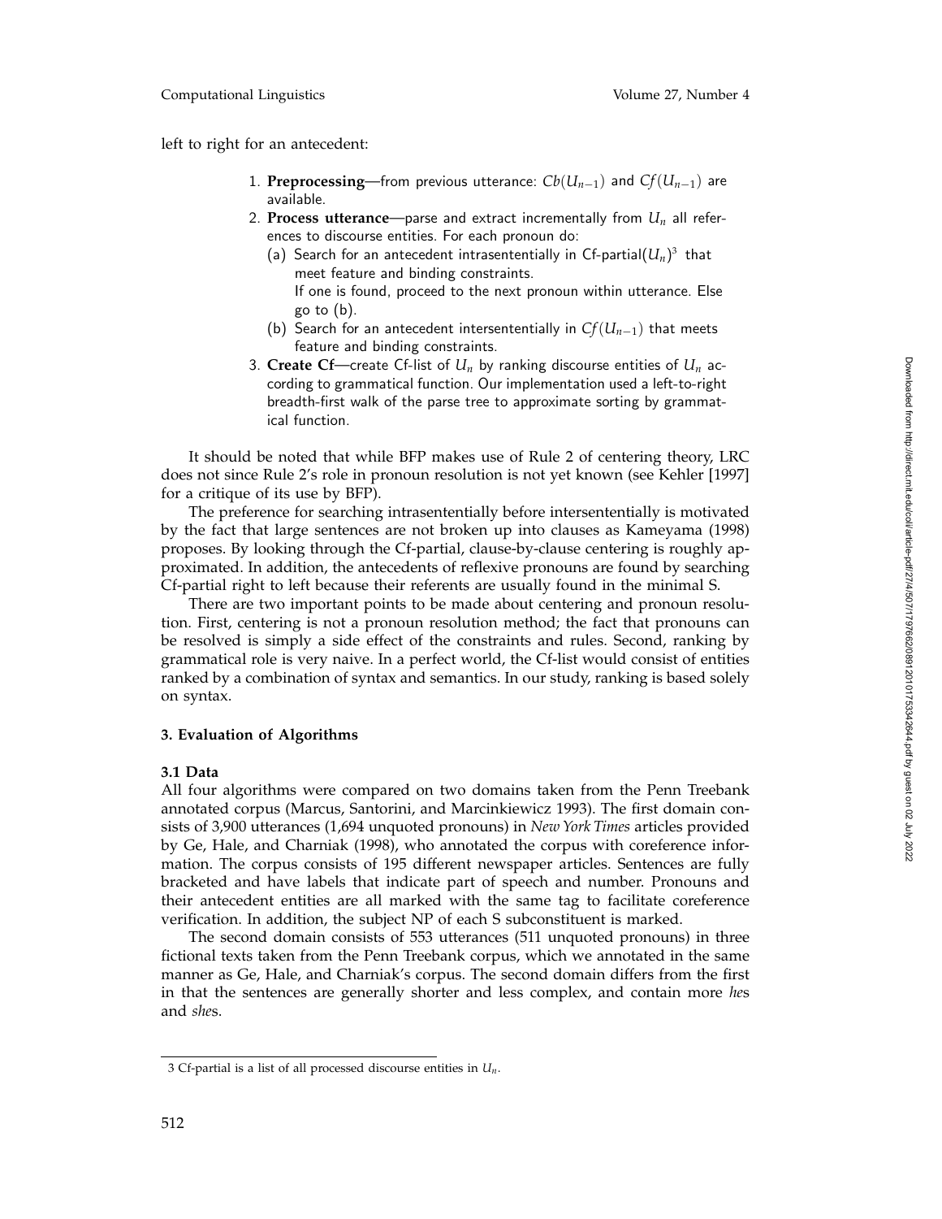left to right for an antecedent:

1. **Preprocessing**—from previous utterance: $Cb(U_{n-1})$ and $Cf(U_{n-1})$ are available.
2. **Process utterance**—parse and extract incrementally from $U_n$ all references to discourse entities. For each pronoun do:
   (a) Search for an antecedent intrasententially in Cf-partial$(U_n)$[3] that meet feature and binding constraints.
   If one is found, proceed to the next pronoun within utterance. Else go to (b).
   (b) Search for an antecedent intersententially in $Cf(U_{n-1})$ that meets feature and binding constraints.
3. **Create Cf**—create Cf-list of $U_n$ by ranking discourse entities of $U_n$ according to grammatical function. Our implementation used a left-to-right breadth-first walk of the parse tree to approximate sorting by grammatical function.

It should be noted that while BFP makes use of Rule 2 of centering theory, LRC does not since Rule 2's role in pronoun resolution is not yet known (see Kehler [1997] for a critique of its use by BFP).

The preference for searching intrasententially before intersententially is motivated by the fact that large sentences are not broken up into clauses as Kameyama (1998) proposes. By looking through the Cf-partial, clause-by-clause centering is roughly approximated. In addition, the antecedents of reflexive pronouns are found by searching Cf-partial right to left because their referents are usually found in the minimal S.

There are two important points to be made about centering and pronoun resolution. First, centering is not a pronoun resolution method; the fact that pronouns can be resolved is simply a side effect of the constraints and rules. Second, ranking by grammatical role is very naive. In a perfect world, the Cf-list would consist of entities ranked by a combination of syntax and semantics. In our study, ranking is based solely on syntax.

## 3. Evaluation of Algorithms

### 3.1 Data

All four algorithms were compared on two domains taken from the Penn Treebank annotated corpus (Marcus, Santorini, and Marcinkiewicz 1993). The first domain consists of 3,900 utterances (1,694 unquoted pronouns) in *New York Times* articles provided by Ge, Hale, and Charniak (1998), who annotated the corpus with coreference information. The corpus consists of 195 different newspaper articles. Sentences are fully bracketed and have labels that indicate part of speech and number. Pronouns and their antecedent entities are all marked with the same tag to facilitate coreference verification. In addition, the subject NP of each S subconstituent is marked.

The second domain consists of 553 utterances (511 unquoted pronouns) in three fictional texts taken from the Penn Treebank corpus, which we annotated in the same manner as Ge, Hale, and Charniak's corpus. The second domain differs from the first in that the sentences are generally shorter and less complex, and contain more *he*s and *she*s.

---

[3] Cf-partial is a list of all processed discourse entities in $U_n$.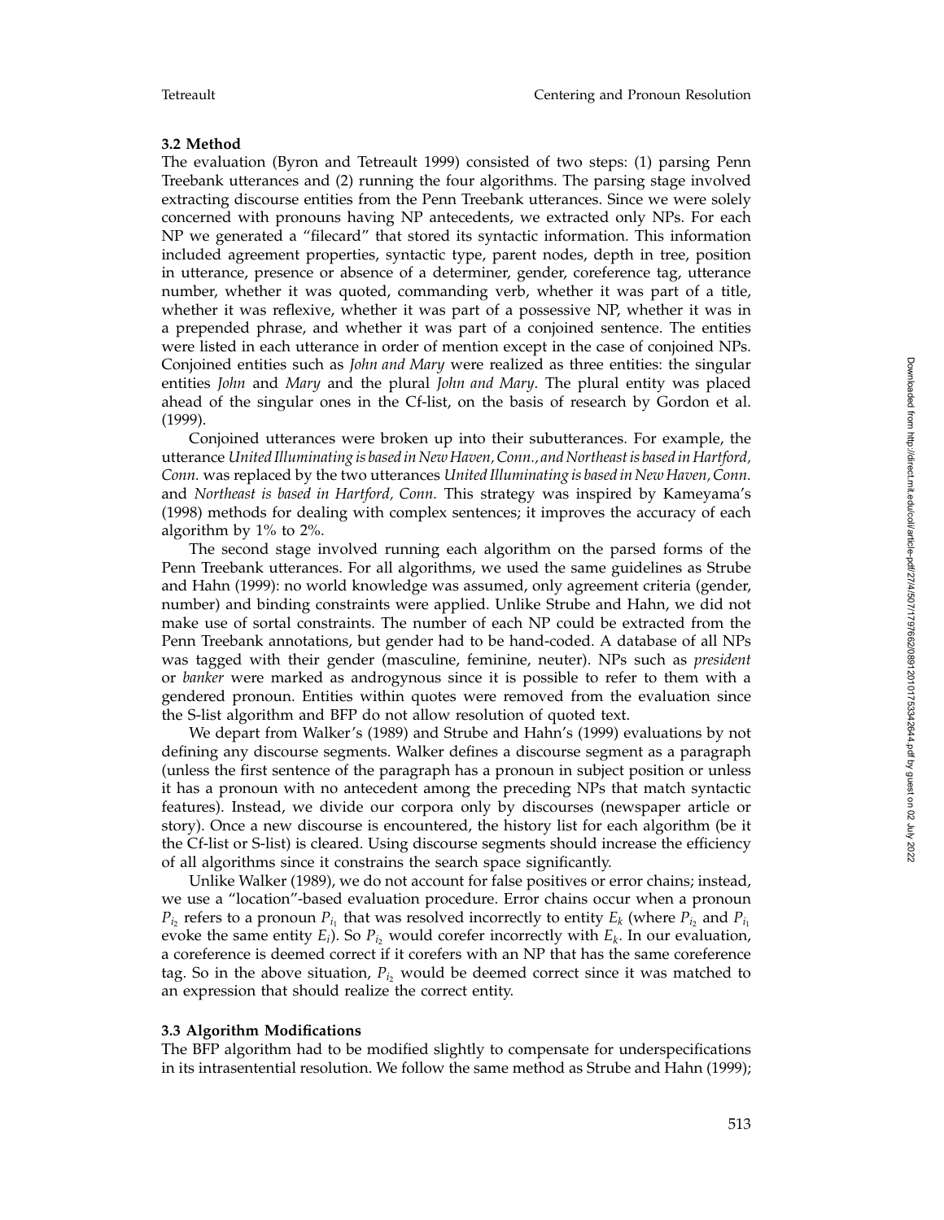### 3.2 Method

The evaluation (Byron and Tetreault 1999) consisted of two steps: (1) parsing Penn Treebank utterances and (2) running the four algorithms. The parsing stage involved extracting discourse entities from the Penn Treebank utterances. Since we were solely concerned with pronouns having NP antecedents, we extracted only NPs. For each NP we generated a "filecard" that stored its syntactic information. This information included agreement properties, syntactic type, parent nodes, depth in tree, position in utterance, presence or absence of a determiner, gender, coreference tag, utterance number, whether it was quoted, commanding verb, whether it was part of a title, whether it was reflexive, whether it was part of a possessive NP, whether it was in a prepended phrase, and whether it was part of a conjoined sentence. The entities were listed in each utterance in order of mention except in the case of conjoined NPs. Conjoined entities such as *John and Mary* were realized as three entities: the singular entities *John* and *Mary* and the plural *John and Mary*. The plural entity was placed ahead of the singular ones in the Cf-list, on the basis of research by Gordon et al. (1999).

Conjoined utterances were broken up into their subutterances. For example, the utterance *United Illuminating is based in New Haven, Conn., and Northeast is based in Hartford, Conn.* was replaced by the two utterances *United Illuminating is based in New Haven, Conn.* and *Northeast is based in Hartford, Conn.* This strategy was inspired by Kameyama's (1998) methods for dealing with complex sentences; it improves the accuracy of each algorithm by 1% to 2%.

The second stage involved running each algorithm on the parsed forms of the Penn Treebank utterances. For all algorithms, we used the same guidelines as Strube and Hahn (1999): no world knowledge was assumed, only agreement criteria (gender, number) and binding constraints were applied. Unlike Strube and Hahn, we did not make use of sortal constraints. The number of each NP could be extracted from the Penn Treebank annotations, but gender had to be hand-coded. A database of all NPs was tagged with their gender (masculine, feminine, neuter). NPs such as *president* or *banker* were marked as androgynous since it is possible to refer to them with a gendered pronoun. Entities within quotes were removed from the evaluation since the S-list algorithm and BFP do not allow resolution of quoted text.

We depart from Walker's (1989) and Strube and Hahn's (1999) evaluations by not defining any discourse segments. Walker defines a discourse segment as a paragraph (unless the first sentence of the paragraph has a pronoun in subject position or unless it has a pronoun with no antecedent among the preceding NPs that match syntactic features). Instead, we divide our corpora only by discourses (newspaper article or story). Once a new discourse is encountered, the history list for each algorithm (be it the Cf-list or S-list) is cleared. Using discourse segments should increase the efficiency of all algorithms since it constrains the search space significantly.

Unlike Walker (1989), we do not account for false positives or error chains; instead, we use a "location"-based evaluation procedure. Error chains occur when a pronoun $P_{i_2}$ refers to a pronoun $P_{i_1}$ that was resolved incorrectly to entity $E_k$ (where $P_{i_2}$ and $P_{i_1}$ evoke the same entity $E_i$). So $P_{i_2}$ would corefer incorrectly with $E_k$. In our evaluation, a coreference is deemed correct if it corefers with an NP that has the same coreference tag. So in the above situation, $P_{i_2}$ would be deemed correct since it was matched to an expression that should realize the correct entity.

### 3.3 Algorithm Modifications

The BFP algorithm had to be modified slightly to compensate for underspecifications in its intrasentential resolution. We follow the same method as Strube and Hahn (1999);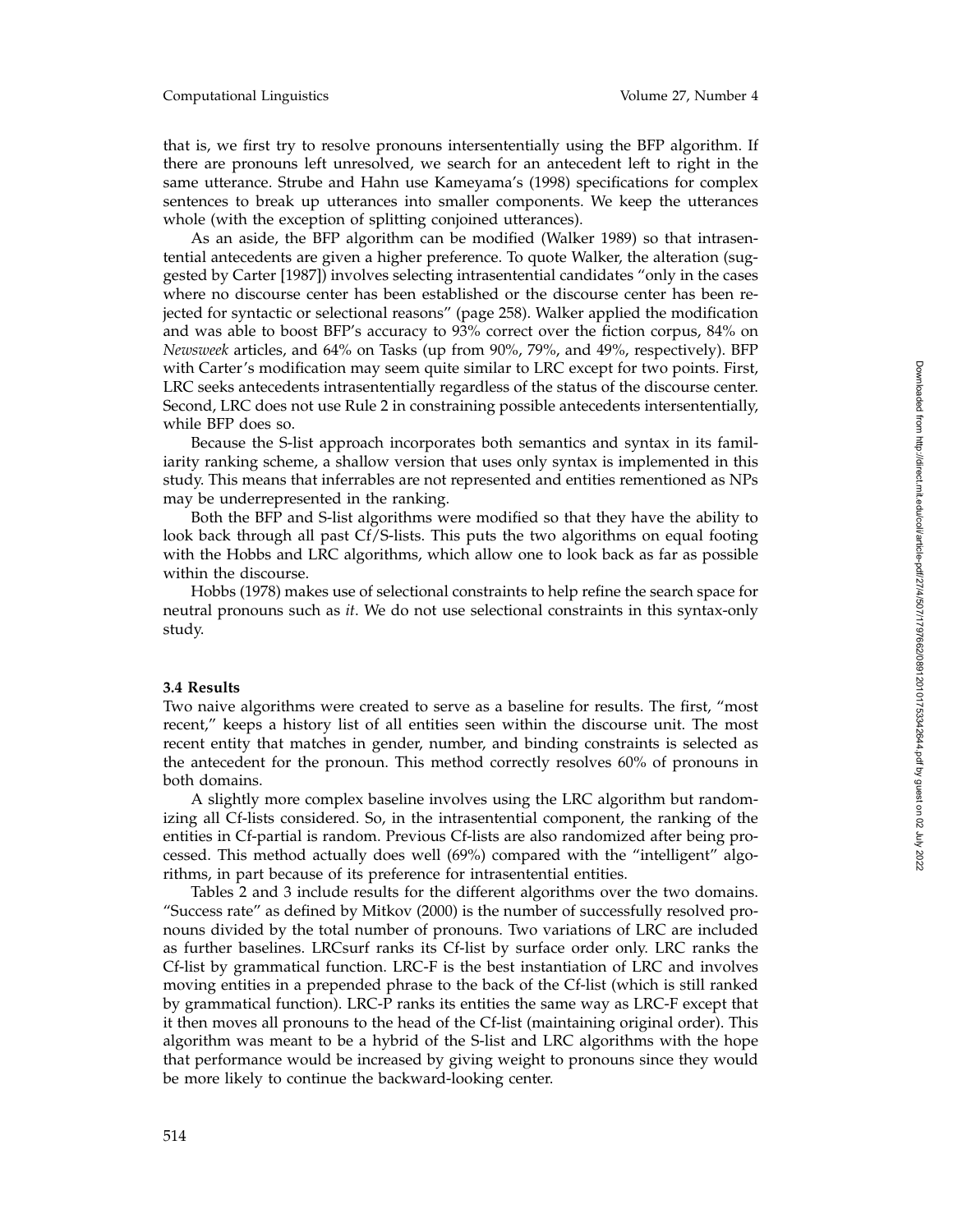that is, we first try to resolve pronouns intersententially using the BFP algorithm. If there are pronouns left unresolved, we search for an antecedent left to right in the same utterance. Strube and Hahn use Kameyama's (1998) specifications for complex sentences to break up utterances into smaller components. We keep the utterances whole (with the exception of splitting conjoined utterances).

As an aside, the BFP algorithm can be modified (Walker 1989) so that intrasentential antecedents are given a higher preference. To quote Walker, the alteration (suggested by Carter [1987]) involves selecting intrasentential candidates "only in the cases where no discourse center has been established or the discourse center has been rejected for syntactic or selectional reasons" (page 258). Walker applied the modification and was able to boost BFP's accuracy to 93% correct over the fiction corpus, 84% on *Newsweek* articles, and 64% on Tasks (up from 90%, 79%, and 49%, respectively). BFP with Carter's modification may seem quite similar to LRC except for two points. First, LRC seeks antecedents intrasententially regardless of the status of the discourse center. Second, LRC does not use Rule 2 in constraining possible antecedents intersententially, while BFP does so.

Because the S-list approach incorporates both semantics and syntax in its familiarity ranking scheme, a shallow version that uses only syntax is implemented in this study. This means that inferrables are not represented and entities rementioned as NPs may be underrepresented in the ranking.

Both the BFP and S-list algorithms were modified so that they have the ability to look back through all past Cf/S-lists. This puts the two algorithms on equal footing with the Hobbs and LRC algorithms, which allow one to look back as far as possible within the discourse.

Hobbs (1978) makes use of selectional constraints to help refine the search space for neutral pronouns such as *it*. We do not use selectional constraints in this syntax-only study.

### 3.4 Results

Two naive algorithms were created to serve as a baseline for results. The first, "most recent," keeps a history list of all entities seen within the discourse unit. The most recent entity that matches in gender, number, and binding constraints is selected as the antecedent for the pronoun. This method correctly resolves 60% of pronouns in both domains.

A slightly more complex baseline involves using the LRC algorithm but randomizing all Cf-lists considered. So, in the intrasentential component, the ranking of the entities in Cf-partial is random. Previous Cf-lists are also randomized after being processed. This method actually does well (69%) compared with the "intelligent" algorithms, in part because of its preference for intrasentential entities.

Tables 2 and 3 include results for the different algorithms over the two domains. "Success rate" as defined by Mitkov (2000) is the number of successfully resolved pronouns divided by the total number of pronouns. Two variations of LRC are included as further baselines. LRCsurf ranks its Cf-list by surface order only. LRC ranks the Cf-list by grammatical function. LRC-F is the best instantiation of LRC and involves moving entities in a prepended phrase to the back of the Cf-list (which is still ranked by grammatical function). LRC-P ranks its entities the same way as LRC-F except that it then moves all pronouns to the head of the Cf-list (maintaining original order). This algorithm was meant to be a hybrid of the S-list and LRC algorithms with the hope that performance would be increased by giving weight to pronouns since they would be more likely to continue the backward-looking center.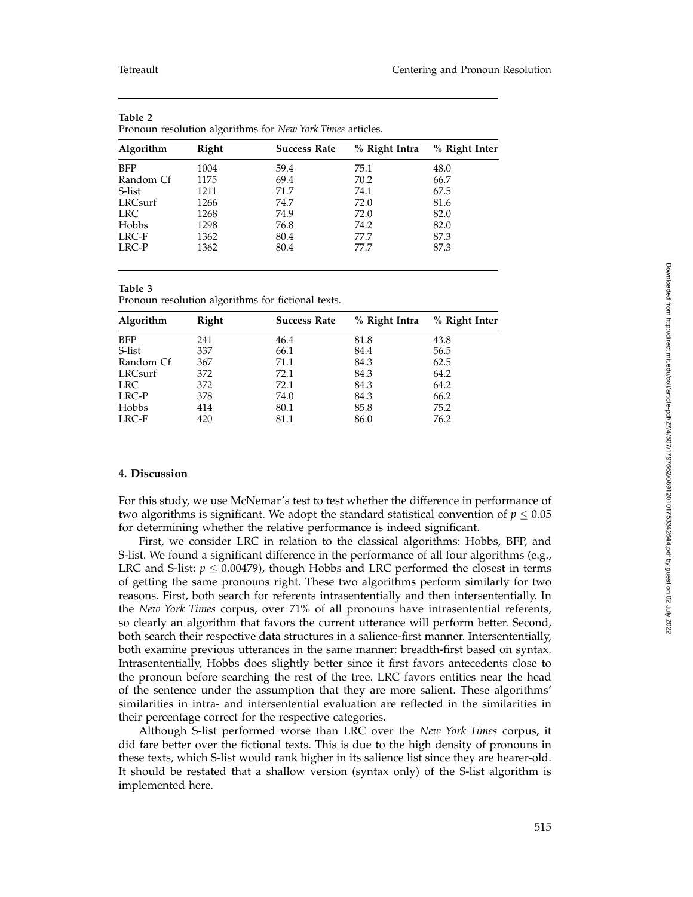**Table 2**
Pronoun resolution algorithms for *New York Times* articles.

| Algorithm | Right | Success Rate | % Right Intra | % Right Inter |
|---|---|---|---|---|
| BFP | 1004 | 59.4 | 75.1 | 48.0 |
| Random Cf | 1175 | 69.4 | 70.2 | 66.7 |
| S-list | 1211 | 71.7 | 74.1 | 67.5 |
| LRCsurf | 1266 | 74.7 | 72.0 | 81.6 |
| LRC | 1268 | 74.9 | 72.0 | 82.0 |
| Hobbs | 1298 | 76.8 | 74.2 | 82.0 |
| LRC-F | 1362 | 80.4 | 77.7 | 87.3 |
| LRC-P | 1362 | 80.4 | 77.7 | 87.3 |

**Table 3**
Pronoun resolution algorithms for fictional texts.

| Algorithm | Right | Success Rate | % Right Intra | % Right Inter |
|---|---|---|---|---|
| BFP | 241 | 46.4 | 81.8 | 43.8 |
| S-list | 337 | 66.1 | 84.4 | 56.5 |
| Random Cf | 367 | 71.1 | 84.3 | 62.5 |
| LRCsurf | 372 | 72.1 | 84.3 | 64.2 |
| LRC | 372 | 72.1 | 84.3 | 64.2 |
| LRC-P | 378 | 74.0 | 84.3 | 66.2 |
| Hobbs | 414 | 80.1 | 85.8 | 75.2 |
| LRC-F | 420 | 81.1 | 86.0 | 76.2 |

## 4. Discussion

For this study, we use McNemar's test to test whether the difference in performance of two algorithms is significant. We adopt the standard statistical convention of $p \leq 0.05$ for determining whether the relative performance is indeed significant.

First, we consider LRC in relation to the classical algorithms: Hobbs, BFP, and S-list. We found a significant difference in the performance of all four algorithms (e.g., LRC and S-list: $p \leq 0.00479$), though Hobbs and LRC performed the closest in terms of getting the same pronouns right. These two algorithms perform similarly for two reasons. First, both search for referents intrasententially and then intersententially. In the *New York Times* corpus, over 71% of all pronouns have intrasentential referents, so clearly an algorithm that favors the current utterance will perform better. Second, both search their respective data structures in a salience-first manner. Intersententially, both examine previous utterances in the same manner: breadth-first based on syntax. Intrasententially, Hobbs does slightly better since it first favors antecedents close to the pronoun before searching the rest of the tree. LRC favors entities near the head of the sentence under the assumption that they are more salient. These algorithms' similarities in intra- and intersentential evaluation are reflected in the similarities in their percentage correct for the respective categories.

Although S-list performed worse than LRC over the *New York Times* corpus, it did fare better over the fictional texts. This is due to the high density of pronouns in these texts, which S-list would rank higher in its salience list since they are hearer-old. It should be restated that a shallow version (syntax only) of the S-list algorithm is implemented here.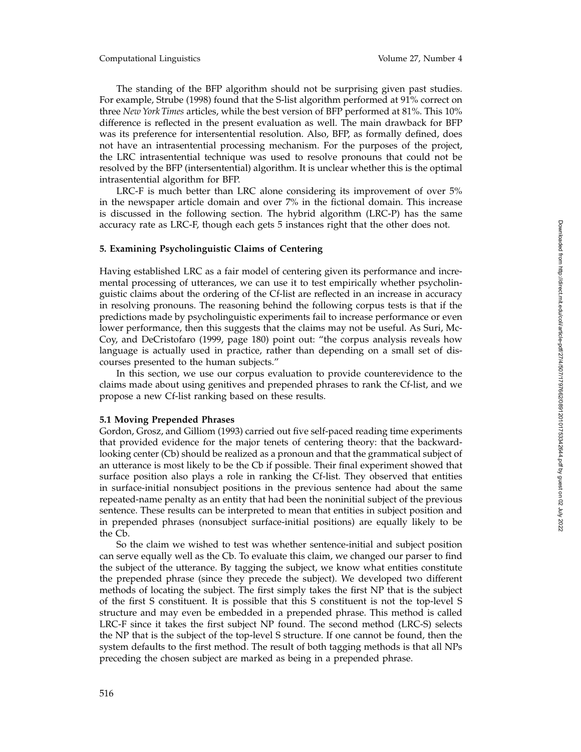The standing of the BFP algorithm should not be surprising given past studies. For example, Strube (1998) found that the S-list algorithm performed at 91% correct on three *New York Times* articles, while the best version of BFP performed at 81%. This 10% difference is reflected in the present evaluation as well. The main drawback for BFP was its preference for intersentential resolution. Also, BFP, as formally defined, does not have an intrasentential processing mechanism. For the purposes of the project, the LRC intrasentential technique was used to resolve pronouns that could not be resolved by the BFP (intersentential) algorithm. It is unclear whether this is the optimal intrasentential algorithm for BFP.

LRC-F is much better than LRC alone considering its improvement of over 5% in the newspaper article domain and over 7% in the fictional domain. This increase is discussed in the following section. The hybrid algorithm (LRC-P) has the same accuracy rate as LRC-F, though each gets 5 instances right that the other does not.

## 5. Examining Psycholinguistic Claims of Centering

Having established LRC as a fair model of centering given its performance and incremental processing of utterances, we can use it to test empirically whether psycholinguistic claims about the ordering of the Cf-list are reflected in an increase in accuracy in resolving pronouns. The reasoning behind the following corpus tests is that if the predictions made by psycholinguistic experiments fail to increase performance or even lower performance, then this suggests that the claims may not be useful. As Suri, McCoy, and DeCristofaro (1999, page 180) point out: "the corpus analysis reveals how language is actually used in practice, rather than depending on a small set of discourses presented to the human subjects."

In this section, we use our corpus evaluation to provide counterevidence to the claims made about using genitives and prepended phrases to rank the Cf-list, and we propose a new Cf-list ranking based on these results.

### 5.1 Moving Prepended Phrases

Gordon, Grosz, and Gilliom (1993) carried out five self-paced reading time experiments that provided evidence for the major tenets of centering theory: that the backward-looking center (Cb) should be realized as a pronoun and that the grammatical subject of an utterance is most likely to be the Cb if possible. Their final experiment showed that surface position also plays a role in ranking the Cf-list. They observed that entities in surface-initial nonsubject positions in the previous sentence had about the same repeated-name penalty as an entity that had been the noninitial subject of the previous sentence. These results can be interpreted to mean that entities in subject position and in prepended phrases (nonsubject surface-initial positions) are equally likely to be the Cb.

So the claim we wished to test was whether sentence-initial and subject position can serve equally well as the Cb. To evaluate this claim, we changed our parser to find the subject of the utterance. By tagging the subject, we know what entities constitute the prepended phrase (since they precede the subject). We developed two different methods of locating the subject. The first simply takes the first NP that is the subject of the first S constituent. It is possible that this S constituent is not the top-level S structure and may even be embedded in a prepended phrase. This method is called LRC-F since it takes the first subject NP found. The second method (LRC-S) selects the NP that is the subject of the top-level S structure. If one cannot be found, then the system defaults to the first method. The result of both tagging methods is that all NPs preceding the chosen subject are marked as being in a prepended phrase.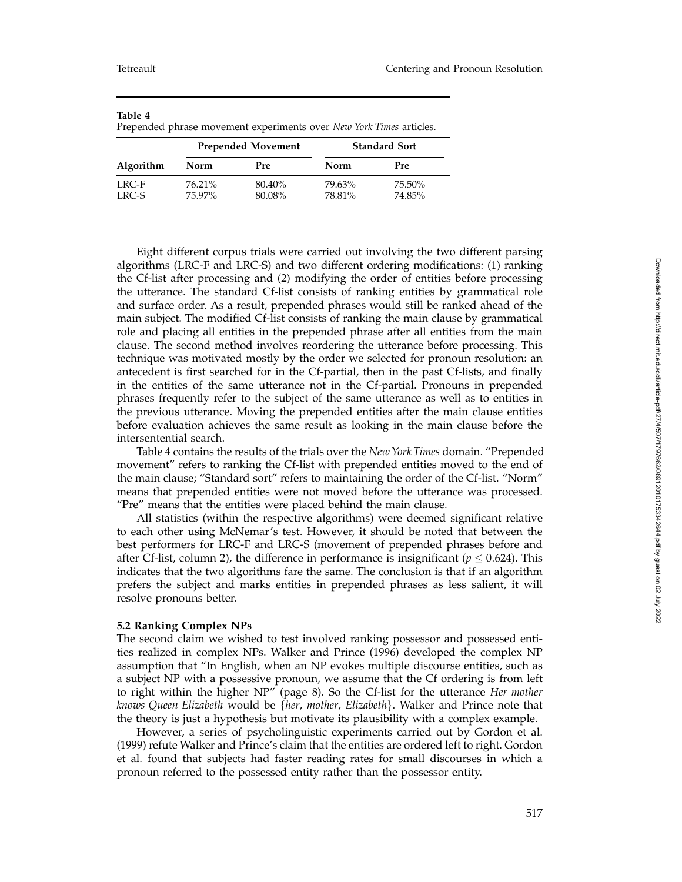**Table 4**
Prepended phrase movement experiments over *New York Times* articles.

| | Prepended Movement | | Standard Sort | |
|---|---|---|---|---|
| **Algorithm** | **Norm** | **Pre** | **Norm** | **Pre** |
| LRC-F | 76.21% | 80.40% | 79.63% | 75.50% |
| LRC-S | 75.97% | 80.08% | 78.81% | 74.85% |

Eight different corpus trials were carried out involving the two different parsing algorithms (LRC-F and LRC-S) and two different ordering modifications: (1) ranking the Cf-list after processing and (2) modifying the order of entities before processing the utterance. The standard Cf-list consists of ranking entities by grammatical role and surface order. As a result, prepended phrases would still be ranked ahead of the main subject. The modified Cf-list consists of ranking the main clause by grammatical role and placing all entities in the prepended phrase after all entities from the main clause. The second method involves reordering the utterance before processing. This technique was motivated mostly by the order we selected for pronoun resolution: an antecedent is first searched for in the Cf-partial, then in the past Cf-lists, and finally in the entities of the same utterance not in the Cf-partial. Pronouns in prepended phrases frequently refer to the subject of the same utterance as well as to entities in the previous utterance. Moving the prepended entities after the main clause entities before evaluation achieves the same result as looking in the main clause before the intersentential search.

Table 4 contains the results of the trials over the *New York Times* domain. "Prepended movement" refers to ranking the Cf-list with prepended entities moved to the end of the main clause; "Standard sort" refers to maintaining the order of the Cf-list. "Norm" means that prepended entities were not moved before the utterance was processed. "Pre" means that the entities were placed behind the main clause.

All statistics (within the respective algorithms) were deemed significant relative to each other using McNemar's test. However, it should be noted that between the best performers for LRC-F and LRC-S (movement of prepended phrases before and after Cf-list, column 2), the difference in performance is insignificant ($p \leq 0.624$). This indicates that the two algorithms fare the same. The conclusion is that if an algorithm prefers the subject and marks entities in prepended phrases as less salient, it will resolve pronouns better.

### 5.2 Ranking Complex NPs

The second claim we wished to test involved ranking possessor and possessed entities realized in complex NPs. Walker and Prince (1996) developed the complex NP assumption that "In English, when an NP evokes multiple discourse entities, such as a subject NP with a possessive pronoun, we assume that the Cf ordering is from left to right within the higher NP" (page 8). So the Cf-list for the utterance *Her mother knows Queen Elizabeth* would be {*her*, *mother*, *Elizabeth*}. Walker and Prince note that the theory is just a hypothesis but motivate its plausibility with a complex example.

However, a series of psycholinguistic experiments carried out by Gordon et al. (1999) refute Walker and Prince's claim that the entities are ordered left to right. Gordon et al. found that subjects had faster reading rates for small discourses in which a pronoun referred to the possessed entity rather than the possessor entity.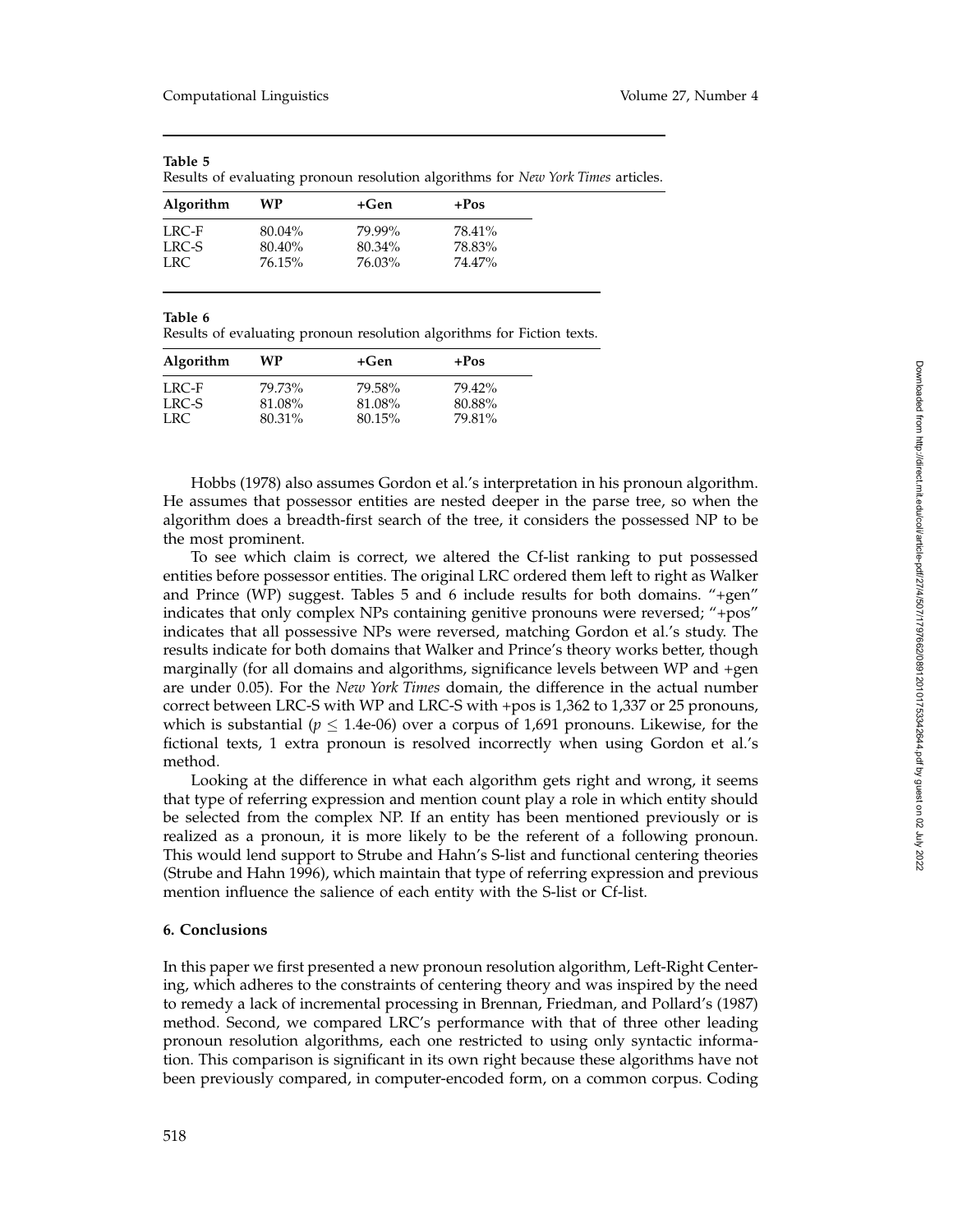**Table 5**
Results of evaluating pronoun resolution algorithms for *New York Times* articles.

| Algorithm | WP | +Gen | +Pos |
|---|---|---|---|
| LRC-F | 80.04% | 79.99% | 78.41% |
| LRC-S | 80.40% | 80.34% | 78.83% |
| LRC | 76.15% | 76.03% | 74.47% |

**Table 6**
Results of evaluating pronoun resolution algorithms for Fiction texts.

| Algorithm | WP | +Gen | +Pos |
|---|---|---|---|
| LRC-F | 79.73% | 79.58% | 79.42% |
| LRC-S | 81.08% | 81.08% | 80.88% |
| LRC | 80.31% | 80.15% | 79.81% |

Hobbs (1978) also assumes Gordon et al.'s interpretation in his pronoun algorithm. He assumes that possessor entities are nested deeper in the parse tree, so when the algorithm does a breadth-first search of the tree, it considers the possessed NP to be the most prominent.

To see which claim is correct, we altered the Cf-list ranking to put possessed entities before possessor entities. The original LRC ordered them left to right as Walker and Prince (WP) suggest. Tables 5 and 6 include results for both domains. "+gen" indicates that only complex NPs containing genitive pronouns were reversed; "+pos" indicates that all possessive NPs were reversed, matching Gordon et al.'s study. The results indicate for both domains that Walker and Prince's theory works better, though marginally (for all domains and algorithms, significance levels between WP and +gen are under 0.05). For the *New York Times* domain, the difference in the actual number correct between LRC-S with WP and LRC-S with +pos is 1,362 to 1,337 or 25 pronouns, which is substantial ($p \leq$ 1.4e-06) over a corpus of 1,691 pronouns. Likewise, for the fictional texts, 1 extra pronoun is resolved incorrectly when using Gordon et al.'s method.

Looking at the difference in what each algorithm gets right and wrong, it seems that type of referring expression and mention count play a role in which entity should be selected from the complex NP. If an entity has been mentioned previously or is realized as a pronoun, it is more likely to be the referent of a following pronoun. This would lend support to Strube and Hahn's S-list and functional centering theories (Strube and Hahn 1996), which maintain that type of referring expression and previous mention influence the salience of each entity with the S-list or Cf-list.

## 6. Conclusions

In this paper we first presented a new pronoun resolution algorithm, Left-Right Centering, which adheres to the constraints of centering theory and was inspired by the need to remedy a lack of incremental processing in Brennan, Friedman, and Pollard's (1987) method. Second, we compared LRC's performance with that of three other leading pronoun resolution algorithms, each one restricted to using only syntactic information. This comparison is significant in its own right because these algorithms have not been previously compared, in computer-encoded form, on a common corpus. Coding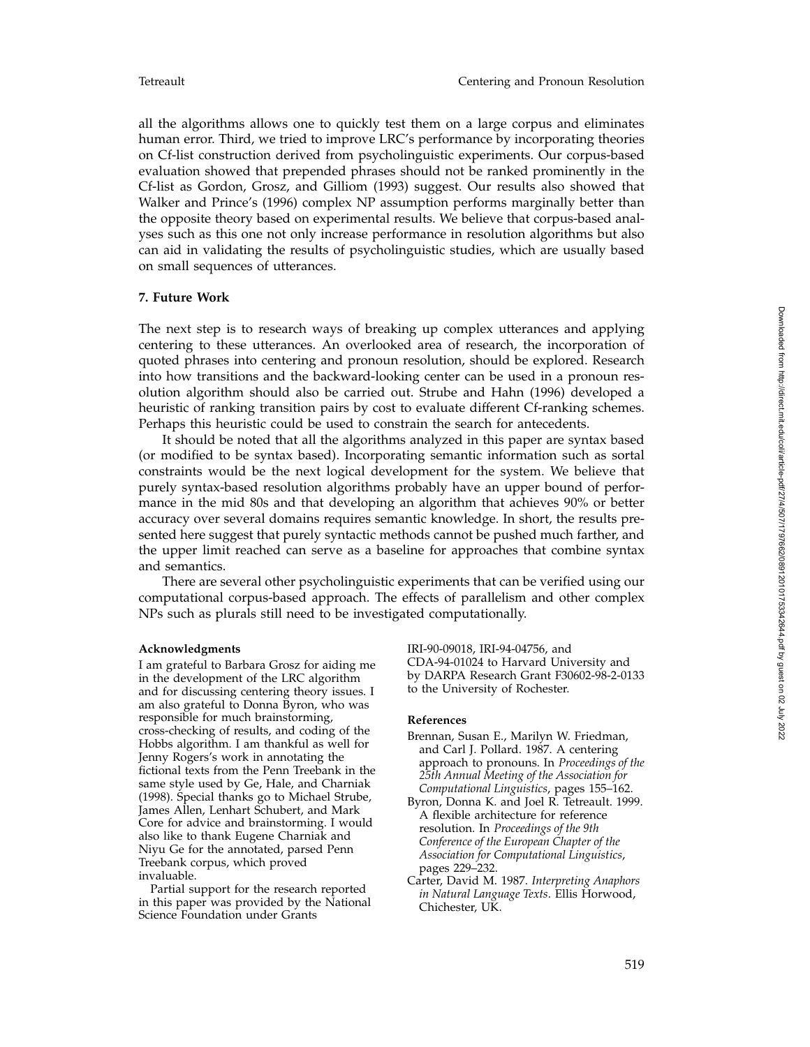all the algorithms allows one to quickly test them on a large corpus and eliminates human error. Third, we tried to improve LRC's performance by incorporating theories on Cf-list construction derived from psycholinguistic experiments. Our corpus-based evaluation showed that prepended phrases should not be ranked prominently in the Cf-list as Gordon, Grosz, and Gilliom (1993) suggest. Our results also showed that Walker and Prince's (1996) complex NP assumption performs marginally better than the opposite theory based on experimental results. We believe that corpus-based analyses such as this one not only increase performance in resolution algorithms but also can aid in validating the results of psycholinguistic studies, which are usually based on small sequences of utterances.

## 7. Future Work

The next step is to research ways of breaking up complex utterances and applying centering to these utterances. An overlooked area of research, the incorporation of quoted phrases into centering and pronoun resolution, should be explored. Research into how transitions and the backward-looking center can be used in a pronoun resolution algorithm should also be carried out. Strube and Hahn (1996) developed a heuristic of ranking transition pairs by cost to evaluate different Cf-ranking schemes. Perhaps this heuristic could be used to constrain the search for antecedents.

It should be noted that all the algorithms analyzed in this paper are syntax based (or modified to be syntax based). Incorporating semantic information such as sortal constraints would be the next logical development for the system. We believe that purely syntax-based resolution algorithms probably have an upper bound of performance in the mid 80s and that developing an algorithm that achieves 90% or better accuracy over several domains requires semantic knowledge. In short, the results presented here suggest that purely syntactic methods cannot be pushed much farther, and the upper limit reached can serve as a baseline for approaches that combine syntax and semantics.

There are several other psycholinguistic experiments that can be verified using our computational corpus-based approach. The effects of parallelism and other complex NPs such as plurals still need to be investigated computationally.

### Acknowledgments

I am grateful to Barbara Grosz for aiding me in the development of the LRC algorithm and for discussing centering theory issues. I am also grateful to Donna Byron, who was responsible for much brainstorming, cross-checking of results, and coding of the Hobbs algorithm. I am thankful as well for Jenny Rogers's work in annotating the fictional texts from the Penn Treebank in the same style used by Ge, Hale, and Charniak (1998). Special thanks go to Michael Strube, James Allen, Lenhart Schubert, and Mark Core for advice and brainstorming. I would also like to thank Eugene Charniak and Niyu Ge for the annotated, parsed Penn Treebank corpus, which proved invaluable.

Partial support for the research reported in this paper was provided by the National Science Foundation under Grants IRI-90-09018, IRI-94-04756, and CDA-94-01024 to Harvard University and by DARPA Research Grant F30602-98-2-0133 to the University of Rochester.

### References

Brennan, Susan E., Marilyn W. Friedman, and Carl J. Pollard. 1987. A centering approach to pronouns. In *Proceedings of the 25th Annual Meeting of the Association for Computational Linguistics*, pages 155–162.

Byron, Donna K. and Joel R. Tetreault. 1999. A flexible architecture for reference resolution. In *Proceedings of the 9th Conference of the European Chapter of the Association for Computational Linguistics*, pages 229–232.

Carter, David M. 1987. *Interpreting Anaphors in Natural Language Texts*. Ellis Horwood, Chichester, UK.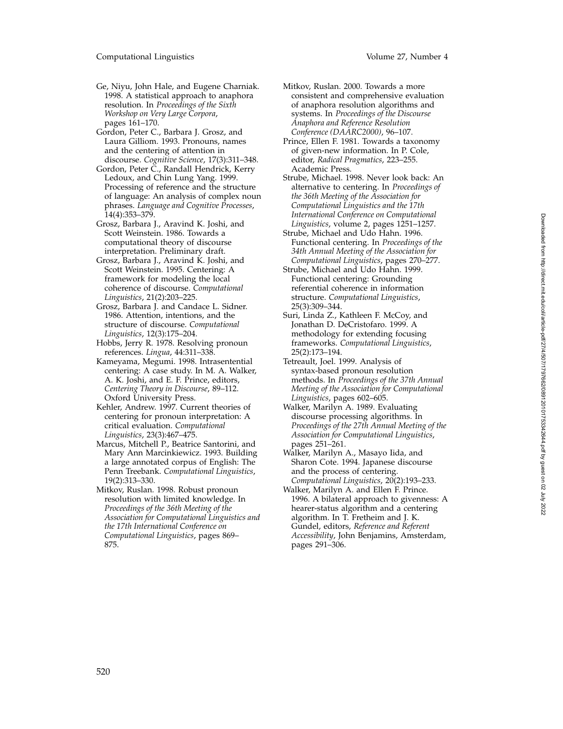Ge, Niyu, John Hale, and Eugene Charniak. 1998. A statistical approach to anaphora resolution. In *Proceedings of the Sixth Workshop on Very Large Corpora*, pages 161–170.

Gordon, Peter C., Barbara J. Grosz, and Laura Gilliom. 1993. Pronouns, names and the centering of attention in discourse. *Cognitive Science*, 17(3):311–348.

Gordon, Peter C., Randall Hendrick, Kerry Ledoux, and Chin Lung Yang. 1999. Processing of reference and the structure of language: An analysis of complex noun phrases. *Language and Cognitive Processes*, 14(4):353–379.

Grosz, Barbara J., Aravind K. Joshi, and Scott Weinstein. 1986. Towards a computational theory of discourse interpretation. Preliminary draft.

Grosz, Barbara J., Aravind K. Joshi, and Scott Weinstein. 1995. Centering: A framework for modeling the local coherence of discourse. *Computational Linguistics*, 21(2):203–225.

Grosz, Barbara J. and Candace L. Sidner. 1986. Attention, intentions, and the structure of discourse. *Computational Linguistics*, 12(3):175–204.

Hobbs, Jerry R. 1978. Resolving pronoun references. *Lingua*, 44:311–338.

Kameyama, Megumi. 1998. Intrasentential centering: A case study. In M. A. Walker, A. K. Joshi, and E. F. Prince, editors, *Centering Theory in Discourse*, 89–112. Oxford University Press.

Kehler, Andrew. 1997. Current theories of centering for pronoun interpretation: A critical evaluation. *Computational Linguistics*, 23(3):467–475.

Marcus, Mitchell P., Beatrice Santorini, and Mary Ann Marcinkiewicz. 1993. Building a large annotated corpus of English: The Penn Treebank. *Computational Linguistics*, 19(2):313–330.

Mitkov, Ruslan. 1998. Robust pronoun resolution with limited knowledge. In *Proceedings of the 36th Meeting of the Association for Computational Linguistics and the 17th International Conference on Computational Linguistics*, pages 869–875.

Mitkov, Ruslan. 2000. Towards a more consistent and comprehensive evaluation of anaphora resolution algorithms and systems. In *Proceedings of the Discourse Anaphora and Reference Resolution Conference (DAARC2000)*, 96–107.

Prince, Ellen F. 1981. Towards a taxonomy of given-new information. In P. Cole, editor, *Radical Pragmatics*, 223–255. Academic Press.

Strube, Michael. 1998. Never look back: An alternative to centering. In *Proceedings of the 36th Meeting of the Association for Computational Linguistics and the 17th International Conference on Computational Linguistics*, volume 2, pages 1251–1257.

Strube, Michael and Udo Hahn. 1996. Functional centering. In *Proceedings of the 34th Annual Meeting of the Association for Computational Linguistics*, pages 270–277.

Strube, Michael and Udo Hahn. 1999. Functional centering: Grounding referential coherence in information structure. *Computational Linguistics*, 25(3):309–344.

Suri, Linda Z., Kathleen F. McCoy, and Jonathan D. DeCristofaro. 1999. A methodology for extending focusing frameworks. *Computational Linguistics*, 25(2):173–194.

Tetreault, Joel. 1999. Analysis of syntax-based pronoun resolution methods. In *Proceedings of the 37th Annual Meeting of the Association for Computational Linguistics*, pages 602–605.

Walker, Marilyn A. 1989. Evaluating discourse processing algorithms. In *Proceedings of the 27th Annual Meeting of the Association for Computational Linguistics*, pages 251–261.

Walker, Marilyn A., Masayo Iida, and Sharon Cote. 1994. Japanese discourse and the process of centering. *Computational Linguistics*, 20(2):193–233.

Walker, Marilyn A. and Ellen F. Prince. 1996. A bilateral approach to givenness: A hearer-status algorithm and a centering algorithm. In T. Fretheim and J. K. Gundel, editors, *Reference and Referent Accessibility*, John Benjamins, Amsterdam, pages 291–306.